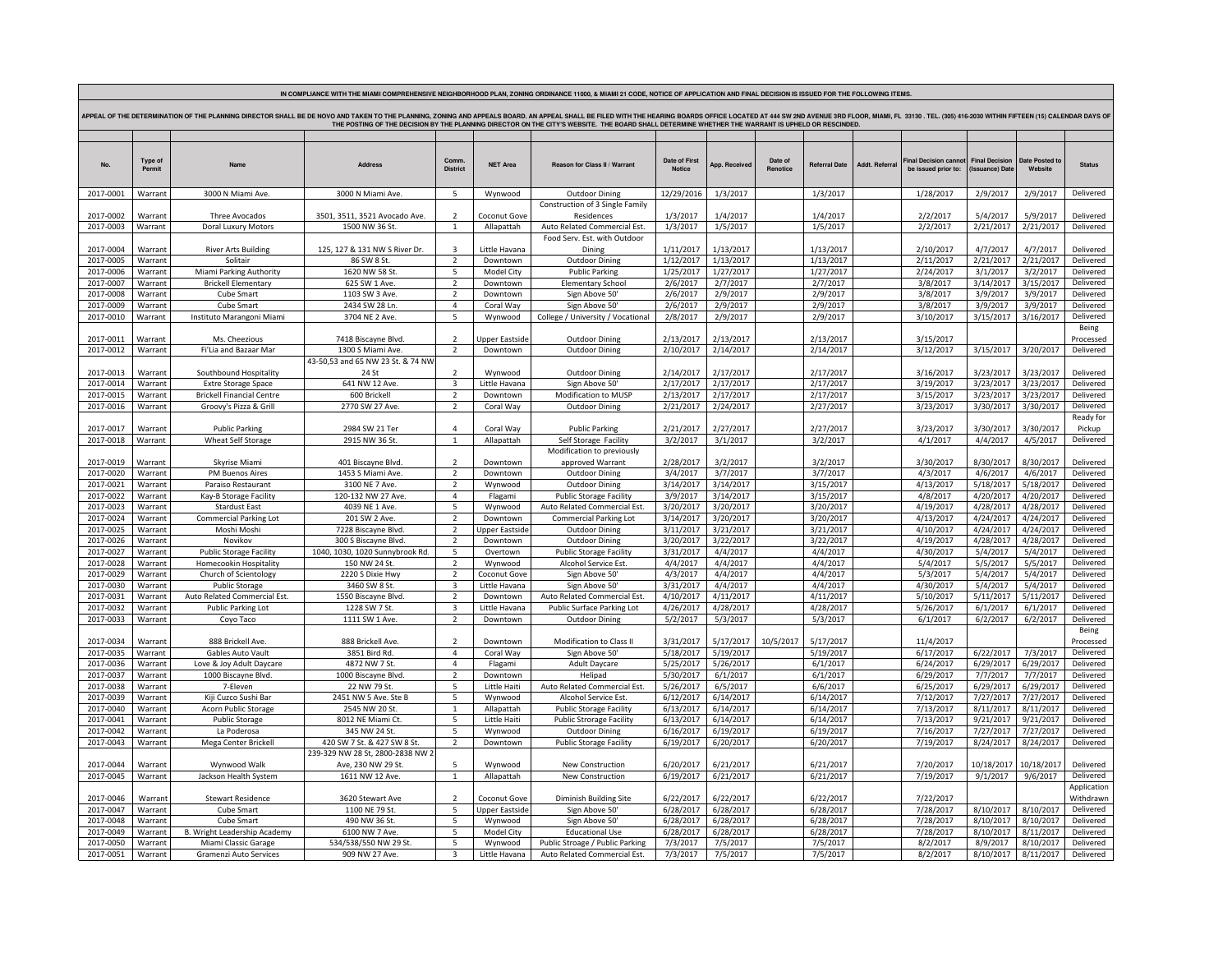IN COMPLIANCE WITH THE MIAMI COMPREHENSIVE NEIGHBORHOOD PLAN, ZONING ORDINANCE 11000, & MIAMI 21 CODE, NOTICE OF APPLICATION AND FINAL DECISION IS ISSUED FOR THE FOLLOWING ITEMS.

APPEAL OF THE DETERMINATION OF THE PLANNING DIRECTOR SHALL BE DE NOVO AND TAKEN TO THE PLANNING, ZONING AND APPEALS BOARD. AN APPEAL SHALL BE FILED WITH THE HEARING BOARDS OFFICE LOCATED AT 444 SW 2ND AVENUE 3RD FLOOR, MIAMI, FL 33130 . TEL. (305) 416-2030 WITHIN FIFTEEN (15) CALENDAR DAYS OF THE POSTING OF THE DECISION BY THE PLANNING DIRECTOR ON THE CITY'S WEBSITE. THE BOARD SHALL DETERMINE WHETHER THE WARRANT IS UPHELD OR RESCINDED.

| No. | Type of Permit | Name | Address | Comm. District | NET Area | Reason for Class II / Warrant | Date of First Notice | App. Received | Date of Renotice | Referral Date | Addt. Referral | Final Decision cannot be issued prior to: | Final Decision (Issuance) Date | Date Posted to Website | Status |
|---|---|---|---|---|---|---|---|---|---|---|---|---|---|---|---|
| 2017-0001 | Warrant | 3000 N Miami Ave. | 3000 N Miami Ave. | 5 | Wynwood | Outdoor Dining | 12/29/2016 | 1/3/2017 | | 1/3/2017 | | 1/28/2017 | 2/9/2017 | 2/9/2017 | Delivered |
| 2017-0002 | Warrant | Three Avocados | 3501, 3511, 3521 Avocado Ave. | 2 | Coconut Gove | Construction of 3 Single Family Residences | 1/3/2017 | 1/4/2017 | | 1/4/2017 | | 2/2/2017 | 5/4/2017 | 5/9/2017 | Delivered |
| 2017-0003 | Warrant | Doral Luxury Motors | 1500 NW 36 St. | 1 | Allapattah | Auto Related Commercial Est. | 1/3/2017 | 1/5/2017 | | 1/5/2017 | | 2/2/2017 | 2/21/2017 | 2/21/2017 | Delivered |
| 2017-0004 | Warrant | River Arts Building | 125, 127 & 131 W S River Dr. | 3 | Little Havana | Food Serv. Est. with Outdoor Dining | 1/11/2017 | 1/13/2017 | | 1/13/2017 | | 2/10/2017 | 4/7/2017 | 4/7/2017 | Delivered |
| 2017-0005 | Warrant | Solitair | 86 SW 8 St. | 2 | Downtown | Outdoor Dining | 1/12/2017 | 1/13/2017 | | 1/13/2017 | | 2/11/2017 | 2/21/2017 | 2/21/2017 | Delivered |
| 2017-0006 | Warrant | Miami Parking Authority | 1620 NW 58 St. | 5 | Model City | Public Parking | 1/25/2017 | 1/27/2017 | | 1/27/2017 | | 2/24/2017 | 3/1/2017 | 3/2/2017 | Delivered |
| 2017-0007 | Warrant | Brickell Elementary | 625 SW 1 Ave. | 2 | Downtown | Elementary School | 2/6/2017 | 2/7/2017 | | 2/7/2017 | | 3/8/2017 | 3/14/2017 | 3/15/2017 | Delivered |
| 2017-0008 | Warrant | Cube Smart | 1103 SW 3 Ave. | 2 | Downtown | Sign Above 50' | 2/6/2017 | 2/9/2017 | | 2/9/2017 | | 3/8/2017 | 3/9/2017 | 3/9/2017 | Delivered |
| 2017-0009 | Warrant | Cube Smart | 2434 SW 28 Ln. | 4 | Coral Way | Sign Above 50' | 2/6/2017 | 2/9/2017 | | 2/9/2017 | | 3/8/2017 | 3/9/2017 | 3/9/2017 | Delivered |
| 2017-0010 | Warrant | Instituto Marangoni Miami | 3704 NE 2 Ave. | 5 | Wynwood | College / University / Vocational | 2/8/2017 | 2/9/2017 | | 2/9/2017 | | 3/10/2017 | 3/15/2017 | 3/16/2017 | Delivered |
| 2017-0011 | Warrant | Ms. Cheezious | 7418 Biscayne Blvd. | 2 | Upper Eastside | Outdoor Dining | 2/13/2017 | 2/13/2017 | | 2/13/2017 | | 3/15/2017 | | | Being Processed |
| 2017-0012 | Warrant | Fi'Lia and Bazaar Mar | 1300 S Miami Ave. | 2 | Downtown | Outdoor Dining | 2/10/2017 | 2/14/2017 | | 2/14/2017 | | 3/12/2017 | 3/15/2017 | 3/20/2017 | Delivered |
| 2017-0013 | Warrant | Southbound Hospitality | 43-50,53 and 65 NW 23 St. & 74 NW 24 St | 2 | Wynwood | Outdoor Dining | 2/14/2017 | 2/17/2017 | | 2/17/2017 | | 3/16/2017 | 3/23/2017 | 3/23/2017 | Delivered |
| 2017-0014 | Warrant | Extre Storage Space | 641 NW 12 Ave. | 3 | Little Havana | Sign Above 50' | 2/17/2017 | 2/17/2017 | | 2/17/2017 | | 3/19/2017 | 3/23/2017 | 3/23/2017 | Delivered |
| 2017-0015 | Warrant | Brickell Financial Centre | 600 Brickell | 2 | Downtown | Modification to MUSP | 2/13/2017 | 2/17/2017 | | 2/17/2017 | | 3/15/2017 | 3/23/2017 | 3/23/2017 | Delivered |
| 2017-0016 | Warrant | Groovy's Pizza & Grill | 2770 SW 27 Ave. | 2 | Coral Way | Outdoor Dining | 2/21/2017 | 2/24/2017 | | 2/27/2017 | | 3/23/2017 | 3/30/2017 | 3/30/2017 | Delivered |
| 2017-0017 | Warrant | Public Parking | 2984 SW 21 Ter | 4 | Coral Way | Public Parking | 2/21/2017 | 2/27/2017 | | 2/27/2017 | | 3/23/2017 | 3/30/2017 | 3/30/2017 | Ready for Pickup |
| 2017-0018 | Warrant | Wheat Self Storage | 2915 NW 36 St. | 1 | Allapattah | Self Storage Facility | 3/2/2017 | 3/1/2017 | | 3/2/2017 | | 4/1/2017 | 4/4/2017 | 4/5/2017 | Delivered |
| 2017-0019 | Warrant | Skyrise Miami | 401 Biscayne Blvd. | 2 | Downtown | Modification to previously approved Warrant | 2/28/2017 | 3/2/2017 | | 3/2/2017 | | 3/30/2017 | 8/30/2017 | 8/30/2017 | Delivered |
| 2017-0020 | Warrant | PM Buenos Aires | 1453 S Miami Ave. | 2 | Downtown | Outdoor Dining | 3/4/2017 | 3/7/2017 | | 3/7/2017 | | 4/3/2017 | 4/6/2017 | 4/6/2017 | Delivered |
| 2017-0021 | Warrant | Paraiso Restaurant | 3100 NE 7 Ave. | 2 | Wynwood | Outdoor Dining | 3/14/2017 | 3/14/2017 | | 3/15/2017 | | 4/13/2017 | 5/18/2017 | 5/18/2017 | Delivered |
| 2017-0022 | Warrant | Kay-B Storage Facility | 120-132 NW 27 Ave. | 4 | Flagami | Public Storage Facility | 3/9/2017 | 3/14/2017 | | 3/15/2017 | | 4/8/2017 | 4/20/2017 | 4/20/2017 | Delivered |
| 2017-0023 | Warrant | Stardust East | 4039 NE 1 Ave. | 5 | Wynwood | Auto Related Commercial Est. | 3/20/2017 | 3/20/2017 | | 3/20/2017 | | 4/19/2017 | 4/28/2017 | 4/28/2017 | Delivered |
| 2017-0024 | Warrant | Commercial Parking Lot | 201 SW 2 Ave. | 2 | Downtown | Commercial Parking Lot | 3/14/2017 | 3/20/2017 | | 3/20/2017 | | 4/13/2017 | 4/24/2017 | 4/24/2017 | Delivered |
| 2017-0025 | Warrant | Moshi Moshi | 7228 Biscayne Blvd. | 2 | Upper Eastside | Outdoor Dining | 3/11/2017 | 3/21/2017 | | 3/21/2017 | | 4/10/2017 | 4/24/2017 | 4/24/2017 | Delivered |
| 2017-0026 | Warrant | Novikov | 300 S Biscayne Blvd. | 2 | Downtown | Outdoor Dining | 3/20/2017 | 3/22/2017 | | 3/22/2017 | | 4/19/2017 | 4/28/2017 | 4/28/2017 | Delivered |
| 2017-0027 | Warrant | Public Storage Facility | 1040, 1030, 1020 Sunnybrook Rd. | 5 | Overtown | Public Storage Facility | 3/31/2017 | 4/4/2017 | | 4/4/2017 | | 4/30/2017 | 5/4/2017 | 5/4/2017 | Delivered |
| 2017-0028 | Warrant | Homecookin Hospitality | 150 NW 24 St. | 2 | Wynwood | Alcohol Service Est. | 4/4/2017 | 4/4/2017 | | 4/4/2017 | | 5/4/2017 | 5/5/2017 | 5/5/2017 | Delivered |
| 2017-0029 | Warrant | Church of Scientology | 2220 S Dixie Hwy | 2 | Coconut Gove | Sign Above 50' | 4/3/2017 | 4/4/2017 | | 4/4/2017 | | 5/3/2017 | 5/4/2017 | 5/4/2017 | Delivered |
| 2017-0030 | Warrant | Public Storage | 3460 SW 8 St. | 3 | Little Havana | Sign Above 50' | 3/31/2017 | 4/4/2017 | | 4/4/2017 | | 4/30/2017 | 5/4/2017 | 5/4/2017 | Delivered |
| 2017-0031 | Warrant | Auto Related Commercial Est. | 1550 Biscayne Blvd. | 2 | Downtown | Auto Related Commercial Est. | 4/10/2017 | 4/11/2017 | | 4/11/2017 | | 5/10/2017 | 5/11/2017 | 5/11/2017 | Delivered |
| 2017-0032 | Warrant | Public Parking Lot | 1228 SW 7 St. | 3 | Little Havana | Public Surface Parking Lot | 4/26/2017 | 4/28/2017 | | 4/28/2017 | | 5/26/2017 | 6/1/2017 | 6/1/2017 | Delivered |
| 2017-0033 | Warrant | Coyo Taco | 1111 SW 1 Ave. | 2 | Downtown | Outdoor Dining | 5/2/2017 | 5/3/2017 | | 5/3/2017 | | 6/1/2017 | 6/2/2017 | 6/2/2017 | Delivered |
| 2017-0034 | Warrant | 888 Brickell Ave. | 888 Brickell Ave. | 2 | Downtown | Modification to Class II | 3/31/2017 | 5/17/2017 | 10/5/2017 | 5/17/2017 | | 11/4/2017 | | | Being Processed |
| 2017-0035 | Warrant | Gables Auto Vault | 3851 Bird Rd. | 4 | Coral Way | Sign Above 50' | 5/18/2017 | 5/19/2017 | | 5/19/2017 | | 6/17/2017 | 6/22/2017 | 7/3/2017 | Delivered |
| 2017-0036 | Warrant | Love & Joy Adult Daycare | 4872 NW 7 St. | 4 | Flagami | Adult Daycare | 5/25/2017 | 5/26/2017 | | 6/1/2017 | | 6/24/2017 | 6/29/2017 | 6/29/2017 | Delivered |
| 2017-0037 | Warrant | 1000 Biscayne Blvd. | 1000 Biscayne Blvd. | 2 | Downtown | Helipad | 5/30/2017 | 6/1/2017 | | 6/1/2017 | | 6/29/2017 | 7/7/2017 | 7/7/2017 | Delivered |
| 2017-0038 | Warrant | 7-Eleven | 22 NW 79 St. | 5 | Little Haiti | Auto Related Commercial Est. | 5/26/2017 | 6/5/2017 | | 6/6/2017 | | 6/25/2017 | 6/29/2017 | 6/29/2017 | Delivered |
| 2017-0039 | Warrant | Kiji Cuzco Sushi Bar | 2451 NW 5 Ave. Ste B | 5 | Wynwood | Alcohol Service Est. | 6/12/2017 | 6/14/2017 | | 6/14/2017 | | 7/12/2017 | 7/27/2017 | 7/27/2017 | Delivered |
| 2017-0040 | Warrant | Acorn Public Storage | 2545 NW 20 St. | 1 | Allapattah | Public Storage Facility | 6/13/2017 | 6/14/2017 | | 6/14/2017 | | 7/13/2017 | 8/11/2017 | 8/11/2017 | Delivered |
| 2017-0041 | Warrant | Public Storage | 8012 NE Miami Ct. | 5 | Little Haiti | Public Storage Facility | 6/13/2017 | 6/14/2017 | | 6/14/2017 | | 7/13/2017 | 9/21/2017 | 9/21/2017 | Delivered |
| 2017-0042 | Warrant | La Poderosa | 345 NW 24 St. | 5 | Wynwood | Outdoor Dining | 6/16/2017 | 6/19/2017 | | 6/19/2017 | | 7/16/2017 | 7/27/2017 | 7/27/2017 | Delivered |
| 2017-0043 | Warrant | Mega Center Brickell | 420 SW 7 St. & 427 SW 8 St. | 2 | Downtown | Public Storage Facility | 6/19/2017 | 6/20/2017 | | 6/20/2017 | | 7/19/2017 | 8/24/2017 | 8/24/2017 | Delivered |
| 2017-0044 | Warrant | Wynwood Walk | 239-329 NW 28 St, 2800-2838 NW 2 Ave, 230 NW 29 St. | 5 | Wynwood | New Construction | 6/20/2017 | 6/21/2017 | | 6/21/2017 | | 7/20/2017 | 10/18/2017 | 10/18/2017 | Delivered |
| 2017-0045 | Warrant | Jackson Health System | 1611 NW 12 Ave. | 1 | Allapattah | New Construction | 6/19/2017 | 6/21/2017 | | 6/21/2017 | | 7/19/2017 | 9/1/2017 | 9/6/2017 | Delivered |
| 2017-0046 | Warrant | Stewart Residence | 3620 Stewart Ave | 2 | Coconut Gove | Diminish Building Site | 6/22/2017 | 6/22/2017 | | 6/22/2017 | | 7/22/2017 | | | Application Withdrawn |
| 2017-0047 | Warrant | Cube Smart | 1100 NE 79 St. | 5 | Upper Eastside | Sign Above 50' | 6/28/2017 | 6/28/2017 | | 6/28/2017 | | 7/28/2017 | 8/10/2017 | 8/10/2017 | Delivered |
| 2017-0048 | Warrant | Cube Smart | 490 NW 36 St. | 5 | Wynwood | Sign Above 50' | 6/28/2017 | 6/28/2017 | | 6/28/2017 | | 7/28/2017 | 8/10/2017 | 8/10/2017 | Delivered |
| 2017-0049 | Warrant | B. Wright Leadership Academy | 6100 NW 7 Ave. | 5 | Model City | Educational Use | 6/28/2017 | 6/28/2017 | | 6/28/2017 | | 7/28/2017 | 8/10/2017 | 8/11/2017 | Delivered |
| 2017-0050 | Warrant | Miami Classic Garage | 534/538/550 NW 29 St. | 5 | Wynwood | Public Stroage / Public Parking | 7/3/2017 | 7/5/2017 | | 7/5/2017 | | 8/2/2017 | 8/9/2017 | 8/10/2017 | Delivered |
| 2017-0051 | Warrant | Gramenzi Auto Services | 909 NW 27 Ave. | 3 | Little Havana | Auto Related Commercial Est. | 7/3/2017 | 7/5/2017 | | 7/5/2017 | | 8/2/2017 | 8/10/2017 | 8/11/2017 | Delivered |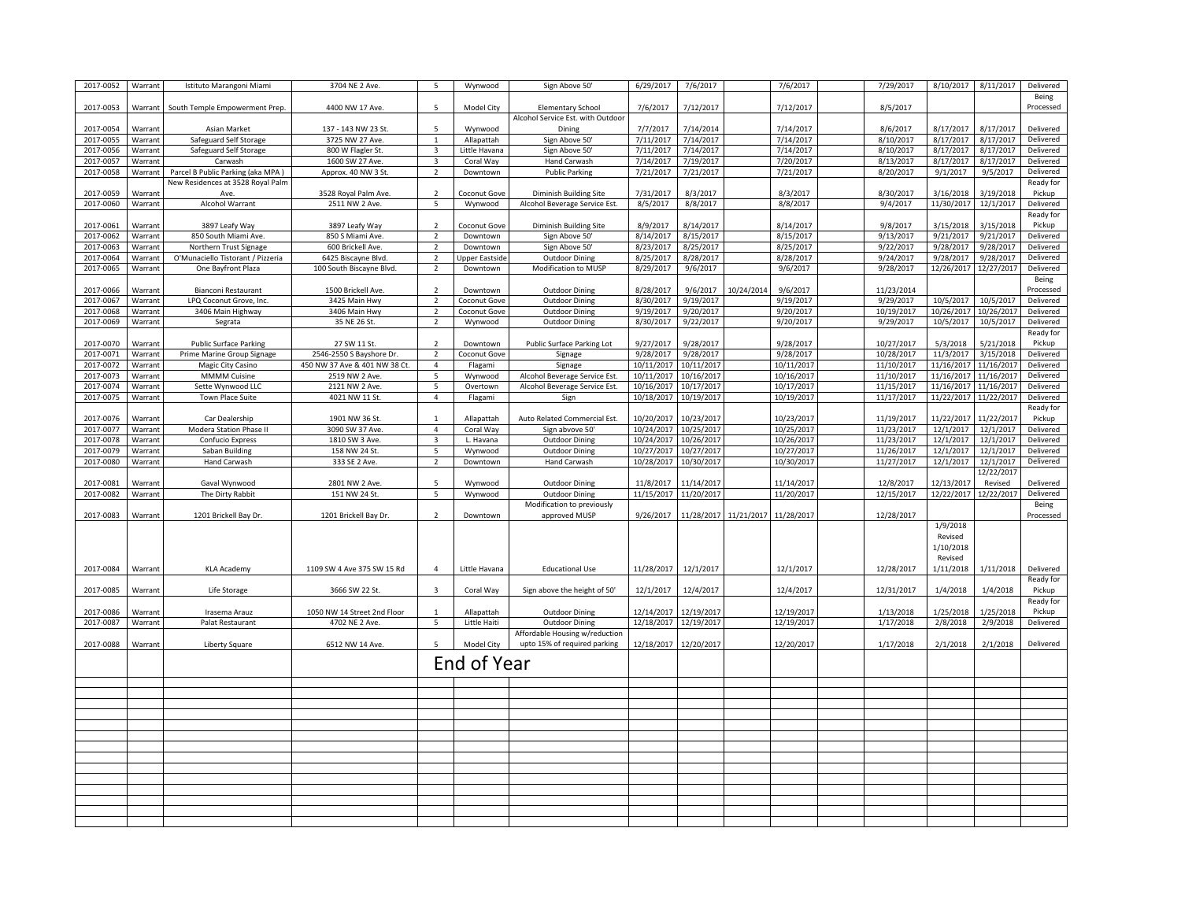| | | | | | | | | | | | | | | | | |
|---|---|---|---|---|---|---|---|---|---|---|---|---|---|---|---|---|
| 2017-0052 | Warrant | Istituto Marangoni Miami | 3704 NE 2 Ave. | 5 | Wynwood | Sign Above 50' | 6/29/2017 | 7/6/2017 | | 7/6/2017 | | 7/29/2017 | 8/10/2017 | 8/11/2017 | Delivered |
| 2017-0053 | Warrant | South Temple Empowerment Prep. | 4400 NW 17 Ave. | 5 | Model City | Elementary School | 7/6/2017 | 7/12/2017 | | 7/12/2017 | | 8/5/2017 | | | Being Processed |
| 2017-0054 | Warrant | Asian Market | 137 - 143 NW 23 St. | 5 | Wynwood | Alcohol Service Est. with Outdoor Dining | 7/7/2017 | 7/14/2014 | | 7/14/2017 | | 8/6/2017 | 8/17/2017 | 8/17/2017 | Delivered |
| 2017-0055 | Warrant | Safeguard Self Storage | 3725 NW 27 Ave. | 1 | Allapattah | Sign Above 50' | 7/11/2017 | 7/14/2017 | | 7/14/2017 | | 8/10/2017 | 8/17/2017 | 8/17/2017 | Delivered |
| 2017-0056 | Warrant | Safeguard Self Storage | 800 W Flagler St. | 3 | Little Havana | Sign Above 50' | 7/11/2017 | 7/14/2017 | | 7/14/2017 | | 8/10/2017 | 8/17/2017 | 8/17/2017 | Delivered |
| 2017-0057 | Warrant | Carwash | 1600 SW 27 Ave. | 3 | Coral Way | Hand Carwash | 7/14/2017 | 7/19/2017 | | 7/20/2017 | | 8/13/2017 | 8/17/2017 | 8/17/2017 | Delivered |
| 2017-0058 | Warrant | Parcel B Public Parking (aka MPA ) | Approx. 40 NW 3 St. | 2 | Downtown | Public Parking | 7/21/2017 | 7/21/2017 | | 7/21/2017 | | 8/20/2017 | 9/1/2017 | 9/5/2017 | Delivered |
| 2017-0059 | Warrant | New Residences at 3528 Royal Palm Ave. | 3528 Royal Palm Ave. | 2 | Coconut Gove | Diminish Building Site | 7/31/2017 | 8/3/2017 | | 8/3/2017 | | 8/30/2017 | 3/16/2018 | 3/19/2018 | Ready for Pickup |
| 2017-0060 | Warrant | Alcohol Warrant | 2511 NW 2 Ave. | 5 | Wynwood | Alcohol Beverage Service Est. | 8/5/2017 | 8/8/2017 | | 8/8/2017 | | 9/4/2017 | 11/30/2017 | 12/1/2017 | Delivered |
| 2017-0061 | Warrant | 3897 Leafy Way | 3897 Leafy Way | 2 | Coconut Gove | Diminish Building Site | 8/9/2017 | 8/14/2017 | | 8/14/2017 | | 9/8/2017 | 3/15/2018 | 3/15/2018 | Ready for Pickup |
| 2017-0062 | Warrant | 850 South Miami Ave. | 850 S Miami Ave. | 2 | Downtown | Sign Above 50' | 8/14/2017 | 8/15/2017 | | 8/15/2017 | | 9/13/2017 | 9/21/2017 | 9/21/2017 | Delivered |
| 2017-0063 | Warrant | Northern Trust Signage | 600 Brickell Ave. | 2 | Downtown | Sign Above 50' | 8/23/2017 | 8/25/2017 | | 8/25/2017 | | 9/22/2017 | 9/28/2017 | 9/28/2017 | Delivered |
| 2017-0064 | Warrant | O'Munaciello Tistorant / Pizzeria | 6425 Biscayne Blvd. | 2 | Upper Eastside | Outdoor Dining | 8/25/2017 | 8/28/2017 | | 8/28/2017 | | 9/24/2017 | 9/28/2017 | 9/28/2017 | Delivered |
| 2017-0065 | Warrant | One Bayfront Plaza | 100 South Biscayne Blvd. | 2 | Downtown | Modification to MUSP | 8/29/2017 | 9/6/2017 | | 9/6/2017 | | 9/28/2017 | 12/26/2017 | 12/27/2017 | Delivered |
| 2017-0066 | Warrant | Bianconi Restaurant | 1500 Brickell Ave. | 2 | Downtown | Outdoor Dining | 8/28/2017 | 9/6/2017 | 10/24/2014 | 9/6/2017 | | 11/23/2014 | | | Being Processed |
| 2017-0067 | Warrant | LPQ Coconut Grove, Inc. | 3425 Main Hwy | 2 | Coconut Gove | Outdoor Dining | 8/30/2017 | 9/19/2017 | | 9/19/2017 | | 9/29/2017 | 10/5/2017 | 10/5/2017 | Delivered |
| 2017-0068 | Warrant | 3406 Main Highway | 3406 Main Hwy | 2 | Coconut Gove | Outdoor Dining | 9/19/2017 | 9/20/2017 | | 9/20/2017 | | 10/19/2017 | 10/26/2017 | 10/26/2017 | Delivered |
| 2017-0069 | Warrant | Segrata | 35 NE 26 St. | 2 | Wynwood | Outdoor Dining | 8/30/2017 | 9/22/2017 | | 9/20/2017 | | 9/29/2017 | 10/5/2017 | 10/5/2017 | Delivered |
| 2017-0070 | Warrant | Public Surface Parking | 27 SW 11 St. | 2 | Downtown | Public Surface Parking Lot | 9/27/2017 | 9/28/2017 | | 9/28/2017 | | 10/27/2017 | 5/3/2018 | 5/21/2018 | Ready for Pickup |
| 2017-0071 | Warrant | Prime Marine Group Signage | 2546-2550 S Bayshore Dr. | 2 | Coconut Gove | Signage | 9/28/2017 | 9/28/2017 | | 9/28/2017 | | 10/28/2017 | 11/3/2017 | 3/15/2018 | Delivered |
| 2017-0072 | Warrant | Magic City Casino | 450 NW 37 Ave & 401 NW 38 Ct. | 4 | Flagami | Signage | 10/11/2017 | 10/11/2017 | | 10/11/2017 | | 11/10/2017 | 11/16/2017 | 11/16/2017 | Delivered |
| 2017-0073 | Warrant | MMMM Cuisine | 2519 NW 2 Ave. | 5 | Wynwood | Alcohol Beverage Service Est. | 10/11/2017 | 10/16/2017 | | 10/16/2017 | | 11/10/2017 | 11/16/2017 | 11/16/2017 | Delivered |
| 2017-0074 | Warrant | Sette Wynwood LLC | 2121 NW 2 Ave. | 5 | Overtown | Alcohol Beverage Service Est. | 10/16/2017 | 10/17/2017 | | 10/17/2017 | | 11/15/2017 | 11/16/2017 | 11/16/2017 | Delivered |
| 2017-0075 | Warrant | Town Place Suite | 4021 NW 11 St. | 4 | Flagami | Sign | 10/18/2017 | 10/19/2017 | | 10/19/2017 | | 11/17/2017 | 11/22/2017 | 11/22/2017 | Delivered |
| 2017-0076 | Warrant | Car Dealership | 1901 NW 36 St. | 1 | Allapattah | Auto Related Commercial Est. | 10/20/2017 | 10/23/2017 | | 10/23/2017 | | 11/19/2017 | 11/22/2017 | 11/22/2017 | Ready for Pickup |
| 2017-0077 | Warrant | Modera Station Phase II | 3090 SW 37 Ave. | 4 | Coral Way | Sign abvove 50' | 10/24/2017 | 10/25/2017 | | 10/25/2017 | | 11/23/2017 | 12/1/2017 | 12/1/2017 | Delivered |
| 2017-0078 | Warrant | Confucio Express | 1810 SW 3 Ave. | 3 | L. Havana | Outdoor Dining | 10/24/2017 | 10/26/2017 | | 10/26/2017 | | 11/23/2017 | 12/1/2017 | 12/1/2017 | Delivered |
| 2017-0079 | Warrant | Saban Building | 158 NW 24 St. | 5 | Wynwood | Outdoor Dining | 10/27/2017 | 10/27/2017 | | 10/27/2017 | | 11/26/2017 | 12/1/2017 | 12/1/2017 | Delivered |
| 2017-0080 | Warrant | Hand Carwash | 333 SE 2 Ave. | 2 | Downtown | Hand Carwash | 10/28/2017 | 10/30/2017 | | 10/30/2017 | | 11/27/2017 | 12/1/2017 | 12/1/2017 | Delivered |
| 2017-0081 | Warrant | Gaval Wynwood | 2801 NW 2 Ave. | 5 | Wynwood | Outdoor Dining | 11/8/2017 | 11/14/2017 | | 11/14/2017 | | 12/8/2017 | 12/13/2017 | 12/22/2017 Revised | Delivered |
| 2017-0082 | Warrant | The Dirty Rabbit | 151 NW 24 St. | 5 | Wynwood | Outdoor Dining | 11/15/2017 | 11/20/2017 | | 11/20/2017 | | 12/15/2017 | 12/22/2017 | 12/22/2017 | Delivered |
| 2017-0083 | Warrant | 1201 Brickell Bay Dr. | 1201 Brickell Bay Dr. | 2 | Downtown | Modification to previously approved MUSP | 9/26/2017 | 11/28/2017 | 11/21/2017 | 11/28/2017 | | 12/28/2017 | | | Being Processed |
| 2017-0084 | Warrant | KLA Academy | 1109 SW 4 Ave 375 SW 15 Rd | 4 | Little Havana | Educational Use | 11/28/2017 | 12/1/2017 | | 12/1/2017 | | 12/28/2017 | 1/9/2018 Revised 1/10/2018 Revised 1/11/2018 | 1/11/2018 | Delivered |
| 2017-0085 | Warrant | Life Storage | 3666 SW 22 St. | 3 | Coral Way | Sign above the height of 50' | 12/1/2017 | 12/4/2017 | | 12/4/2017 | | 12/31/2017 | 1/4/2018 | 1/4/2018 | Ready for Pickup |
| 2017-0086 | Warrant | Irasema Arauz | 1050 NW 14 Street 2nd Floor | 1 | Allapattah | Outdoor Dining | 12/14/2017 | 12/19/2017 | | 12/19/2017 | | 1/13/2018 | 1/25/2018 | 1/25/2018 | Ready for Pickup |
| 2017-0087 | Warrant | Palat Restaurant | 4702 NE 2 Ave. | 5 | Little Haiti | Outdoor Dining | 12/18/2017 | 12/19/2017 | | 12/19/2017 | | 1/17/2018 | 2/8/2018 | 2/9/2018 | Delivered |
| 2017-0088 | Warrant | Liberty Square | 6512 NW 14 Ave. | 5 | Model City | Affordable Housing w/reduction upto 15% of required parking | 12/18/2017 | 12/20/2017 | | 12/20/2017 | | 1/17/2018 | 2/1/2018 | 2/1/2018 | Delivered |
| | | | | | End of Year | | | | | | | | | | |